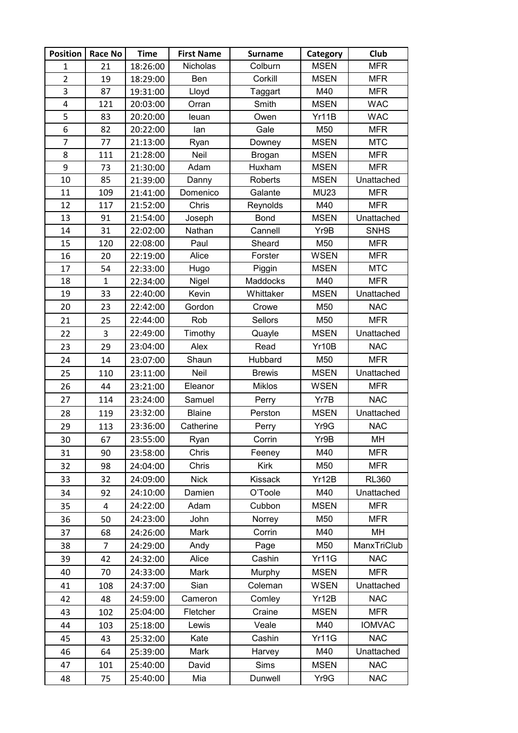| Position | Race No | Time | First Name | Surname | Category | Club |
|---|---|---|---|---|---|---|
| 1 | 21 | 18:26:00 | Nicholas | Colburn | MSEN | MFR |
| 2 | 19 | 18:29:00 | Ben | Corkill | MSEN | MFR |
| 3 | 87 | 19:31:00 | Lloyd | Taggart | M40 | MFR |
| 4 | 121 | 20:03:00 | Orran | Smith | MSEN | WAC |
| 5 | 83 | 20:20:00 | Ieuan | Owen | Yr11B | WAC |
| 6 | 82 | 20:22:00 | Ian | Gale | M50 | MFR |
| 7 | 77 | 21:13:00 | Ryan | Downey | MSEN | MTC |
| 8 | 111 | 21:28:00 | Neil | Brogan | MSEN | MFR |
| 9 | 73 | 21:30:00 | Adam | Huxham | MSEN | MFR |
| 10 | 85 | 21:39:00 | Danny | Roberts | MSEN | Unattached |
| 11 | 109 | 21:41:00 | Domenico | Galante | MU23 | MFR |
| 12 | 117 | 21:52:00 | Chris | Reynolds | M40 | MFR |
| 13 | 91 | 21:54:00 | Joseph | Bond | MSEN | Unattached |
| 14 | 31 | 22:02:00 | Nathan | Cannell | Yr9B | SNHS |
| 15 | 120 | 22:08:00 | Paul | Sheard | M50 | MFR |
| 16 | 20 | 22:19:00 | Alice | Forster | WSEN | MFR |
| 17 | 54 | 22:33:00 | Hugo | Piggin | MSEN | MTC |
| 18 | 1 | 22:34:00 | Nigel | Maddocks | M40 | MFR |
| 19 | 33 | 22:40:00 | Kevin | Whittaker | MSEN | Unattached |
| 20 | 23 | 22:42:00 | Gordon | Crowe | M50 | NAC |
| 21 | 25 | 22:44:00 | Rob | Sellors | M50 | MFR |
| 22 | 3 | 22:49:00 | Timothy | Quayle | MSEN | Unattached |
| 23 | 29 | 23:04:00 | Alex | Read | Yr10B | NAC |
| 24 | 14 | 23:07:00 | Shaun | Hubbard | M50 | MFR |
| 25 | 110 | 23:11:00 | Neil | Brewis | MSEN | Unattached |
| 26 | 44 | 23:21:00 | Eleanor | Miklos | WSEN | MFR |
| 27 | 114 | 23:24:00 | Samuel | Perry | Yr7B | NAC |
| 28 | 119 | 23:32:00 | Blaine | Perston | MSEN | Unattached |
| 29 | 113 | 23:36:00 | Catherine | Perry | Yr9G | NAC |
| 30 | 67 | 23:55:00 | Ryan | Corrin | Yr9B | MH |
| 31 | 90 | 23:58:00 | Chris | Feeney | M40 | MFR |
| 32 | 98 | 24:04:00 | Chris | Kirk | M50 | MFR |
| 33 | 32 | 24:09:00 | Nick | Kissack | Yr12B | RL360 |
| 34 | 92 | 24:10:00 | Damien | O'Toole | M40 | Unattached |
| 35 | 4 | 24:22:00 | Adam | Cubbon | MSEN | MFR |
| 36 | 50 | 24:23:00 | John | Norrey | M50 | MFR |
| 37 | 68 | 24:26:00 | Mark | Corrin | M40 | MH |
| 38 | 7 | 24:29:00 | Andy | Page | M50 | ManxTriClub |
| 39 | 42 | 24:32:00 | Alice | Cashin | Yr11G | NAC |
| 40 | 70 | 24:33:00 | Mark | Murphy | MSEN | MFR |
| 41 | 108 | 24:37:00 | Sian | Coleman | WSEN | Unattached |
| 42 | 48 | 24:59:00 | Cameron | Comley | Yr12B | NAC |
| 43 | 102 | 25:04:00 | Fletcher | Craine | MSEN | MFR |
| 44 | 103 | 25:18:00 | Lewis | Veale | M40 | IOMVAC |
| 45 | 43 | 25:32:00 | Kate | Cashin | Yr11G | NAC |
| 46 | 64 | 25:39:00 | Mark | Harvey | M40 | Unattached |
| 47 | 101 | 25:40:00 | David | Sims | MSEN | NAC |
| 48 | 75 | 25:40:00 | Mia | Dunwell | Yr9G | NAC |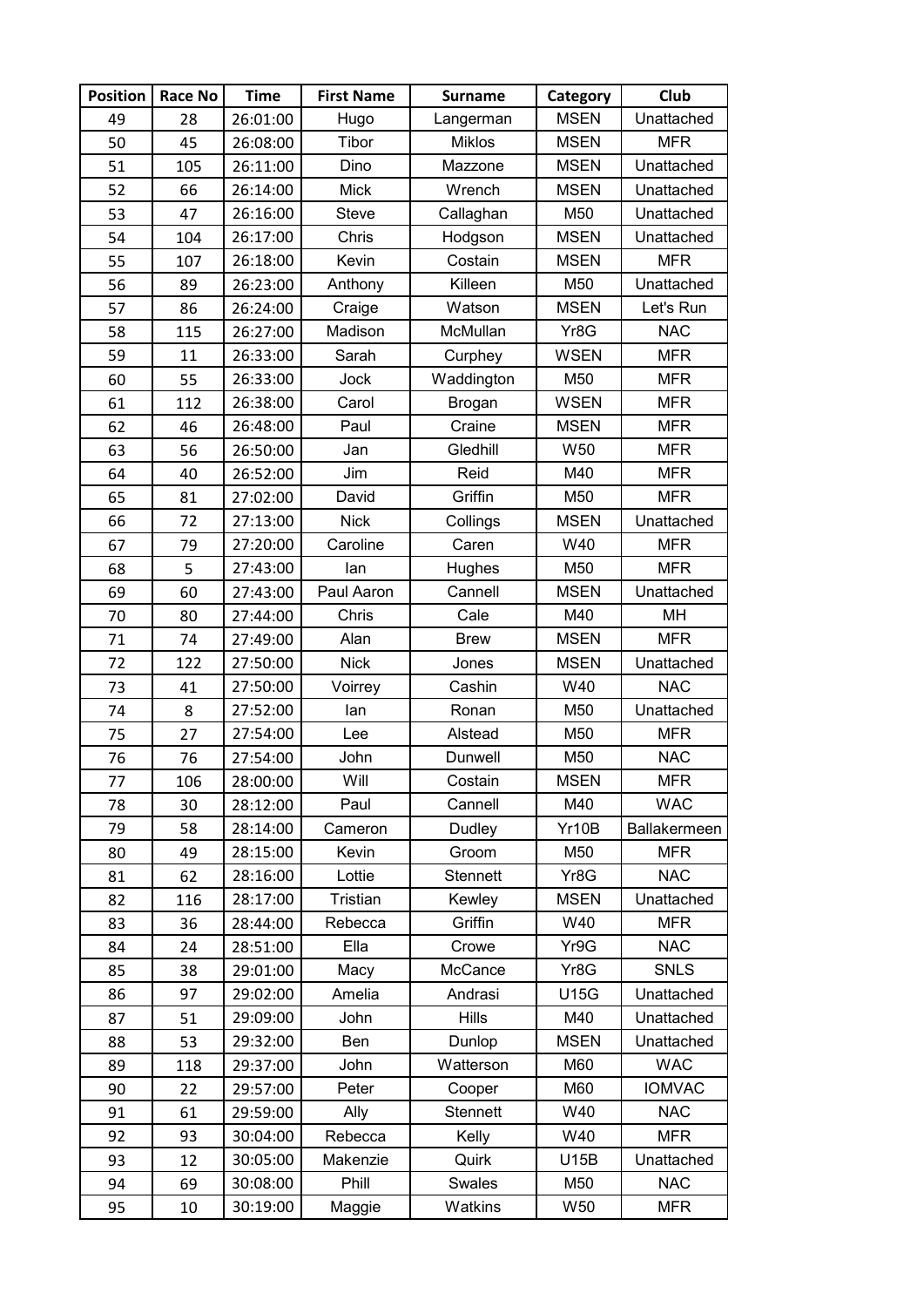| Position | Race No | Time | First Name | Surname | Category | Club |
|---|---|---|---|---|---|---|
| 49 | 28 | 26:01:00 | Hugo | Langerman | MSEN | Unattached |
| 50 | 45 | 26:08:00 | Tibor | Miklos | MSEN | MFR |
| 51 | 105 | 26:11:00 | Dino | Mazzone | MSEN | Unattached |
| 52 | 66 | 26:14:00 | Mick | Wrench | MSEN | Unattached |
| 53 | 47 | 26:16:00 | Steve | Callaghan | M50 | Unattached |
| 54 | 104 | 26:17:00 | Chris | Hodgson | MSEN | Unattached |
| 55 | 107 | 26:18:00 | Kevin | Costain | MSEN | MFR |
| 56 | 89 | 26:23:00 | Anthony | Killeen | M50 | Unattached |
| 57 | 86 | 26:24:00 | Craige | Watson | MSEN | Let's Run |
| 58 | 115 | 26:27:00 | Madison | McMullan | Yr8G | NAC |
| 59 | 11 | 26:33:00 | Sarah | Curphey | WSEN | MFR |
| 60 | 55 | 26:33:00 | Jock | Waddington | M50 | MFR |
| 61 | 112 | 26:38:00 | Carol | Brogan | WSEN | MFR |
| 62 | 46 | 26:48:00 | Paul | Craine | MSEN | MFR |
| 63 | 56 | 26:50:00 | Jan | Gledhill | W50 | MFR |
| 64 | 40 | 26:52:00 | Jim | Reid | M40 | MFR |
| 65 | 81 | 27:02:00 | David | Griffin | M50 | MFR |
| 66 | 72 | 27:13:00 | Nick | Collings | MSEN | Unattached |
| 67 | 79 | 27:20:00 | Caroline | Caren | W40 | MFR |
| 68 | 5 | 27:43:00 | Ian | Hughes | M50 | MFR |
| 69 | 60 | 27:43:00 | Paul Aaron | Cannell | MSEN | Unattached |
| 70 | 80 | 27:44:00 | Chris | Cale | M40 | MH |
| 71 | 74 | 27:49:00 | Alan | Brew | MSEN | MFR |
| 72 | 122 | 27:50:00 | Nick | Jones | MSEN | Unattached |
| 73 | 41 | 27:50:00 | Voirrey | Cashin | W40 | NAC |
| 74 | 8 | 27:52:00 | Ian | Ronan | M50 | Unattached |
| 75 | 27 | 27:54:00 | Lee | Alstead | M50 | MFR |
| 76 | 76 | 27:54:00 | John | Dunwell | M50 | NAC |
| 77 | 106 | 28:00:00 | Will | Costain | MSEN | MFR |
| 78 | 30 | 28:12:00 | Paul | Cannell | M40 | WAC |
| 79 | 58 | 28:14:00 | Cameron | Dudley | Yr10B | Ballakermeen |
| 80 | 49 | 28:15:00 | Kevin | Groom | M50 | MFR |
| 81 | 62 | 28:16:00 | Lottie | Stennett | Yr8G | NAC |
| 82 | 116 | 28:17:00 | Tristian | Kewley | MSEN | Unattached |
| 83 | 36 | 28:44:00 | Rebecca | Griffin | W40 | MFR |
| 84 | 24 | 28:51:00 | Ella | Crowe | Yr9G | NAC |
| 85 | 38 | 29:01:00 | Macy | McCance | Yr8G | SNLS |
| 86 | 97 | 29:02:00 | Amelia | Andrasi | U15G | Unattached |
| 87 | 51 | 29:09:00 | John | Hills | M40 | Unattached |
| 88 | 53 | 29:32:00 | Ben | Dunlop | MSEN | Unattached |
| 89 | 118 | 29:37:00 | John | Watterson | M60 | WAC |
| 90 | 22 | 29:57:00 | Peter | Cooper | M60 | IOMVAC |
| 91 | 61 | 29:59:00 | Ally | Stennett | W40 | NAC |
| 92 | 93 | 30:04:00 | Rebecca | Kelly | W40 | MFR |
| 93 | 12 | 30:05:00 | Makenzie | Quirk | U15B | Unattached |
| 94 | 69 | 30:08:00 | Phill | Swales | M50 | NAC |
| 95 | 10 | 30:19:00 | Maggie | Watkins | W50 | MFR |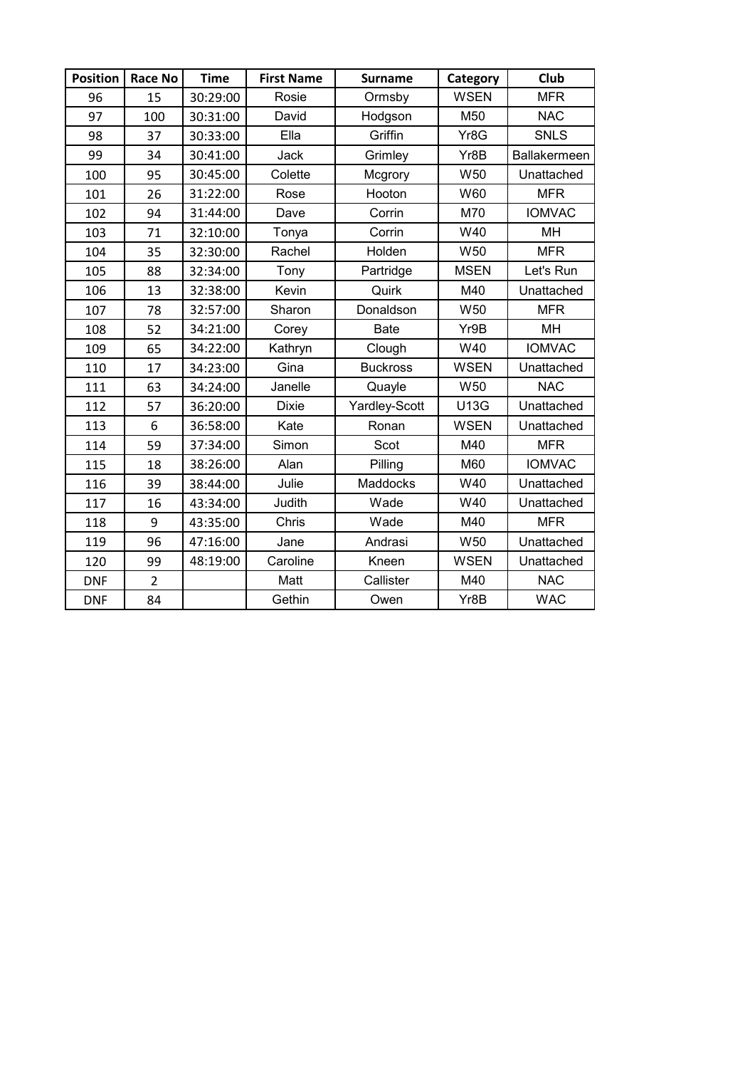| Position | Race No | Time | First Name | Surname | Category | Club |
|---|---|---|---|---|---|---|
| 96 | 15 | 30:29:00 | Rosie | Ormsby | WSEN | MFR |
| 97 | 100 | 30:31:00 | David | Hodgson | M50 | NAC |
| 98 | 37 | 30:33:00 | Ella | Griffin | Yr8G | SNLS |
| 99 | 34 | 30:41:00 | Jack | Grimley | Yr8B | Ballakermeen |
| 100 | 95 | 30:45:00 | Colette | Mcgrory | W50 | Unattached |
| 101 | 26 | 31:22:00 | Rose | Hooton | W60 | MFR |
| 102 | 94 | 31:44:00 | Dave | Corrin | M70 | IOMVAC |
| 103 | 71 | 32:10:00 | Tonya | Corrin | W40 | MH |
| 104 | 35 | 32:30:00 | Rachel | Holden | W50 | MFR |
| 105 | 88 | 32:34:00 | Tony | Partridge | MSEN | Let's Run |
| 106 | 13 | 32:38:00 | Kevin | Quirk | M40 | Unattached |
| 107 | 78 | 32:57:00 | Sharon | Donaldson | W50 | MFR |
| 108 | 52 | 34:21:00 | Corey | Bate | Yr9B | MH |
| 109 | 65 | 34:22:00 | Kathryn | Clough | W40 | IOMVAC |
| 110 | 17 | 34:23:00 | Gina | Buckross | WSEN | Unattached |
| 111 | 63 | 34:24:00 | Janelle | Quayle | W50 | NAC |
| 112 | 57 | 36:20:00 | Dixie | Yardley-Scott | U13G | Unattached |
| 113 | 6 | 36:58:00 | Kate | Ronan | WSEN | Unattached |
| 114 | 59 | 37:34:00 | Simon | Scot | M40 | MFR |
| 115 | 18 | 38:26:00 | Alan | Pilling | M60 | IOMVAC |
| 116 | 39 | 38:44:00 | Julie | Maddocks | W40 | Unattached |
| 117 | 16 | 43:34:00 | Judith | Wade | W40 | Unattached |
| 118 | 9 | 43:35:00 | Chris | Wade | M40 | MFR |
| 119 | 96 | 47:16:00 | Jane | Andrasi | W50 | Unattached |
| 120 | 99 | 48:19:00 | Caroline | Kneen | WSEN | Unattached |
| DNF | 2 | | Matt | Callister | M40 | NAC |
| DNF | 84 | | Gethin | Owen | Yr8B | WAC |